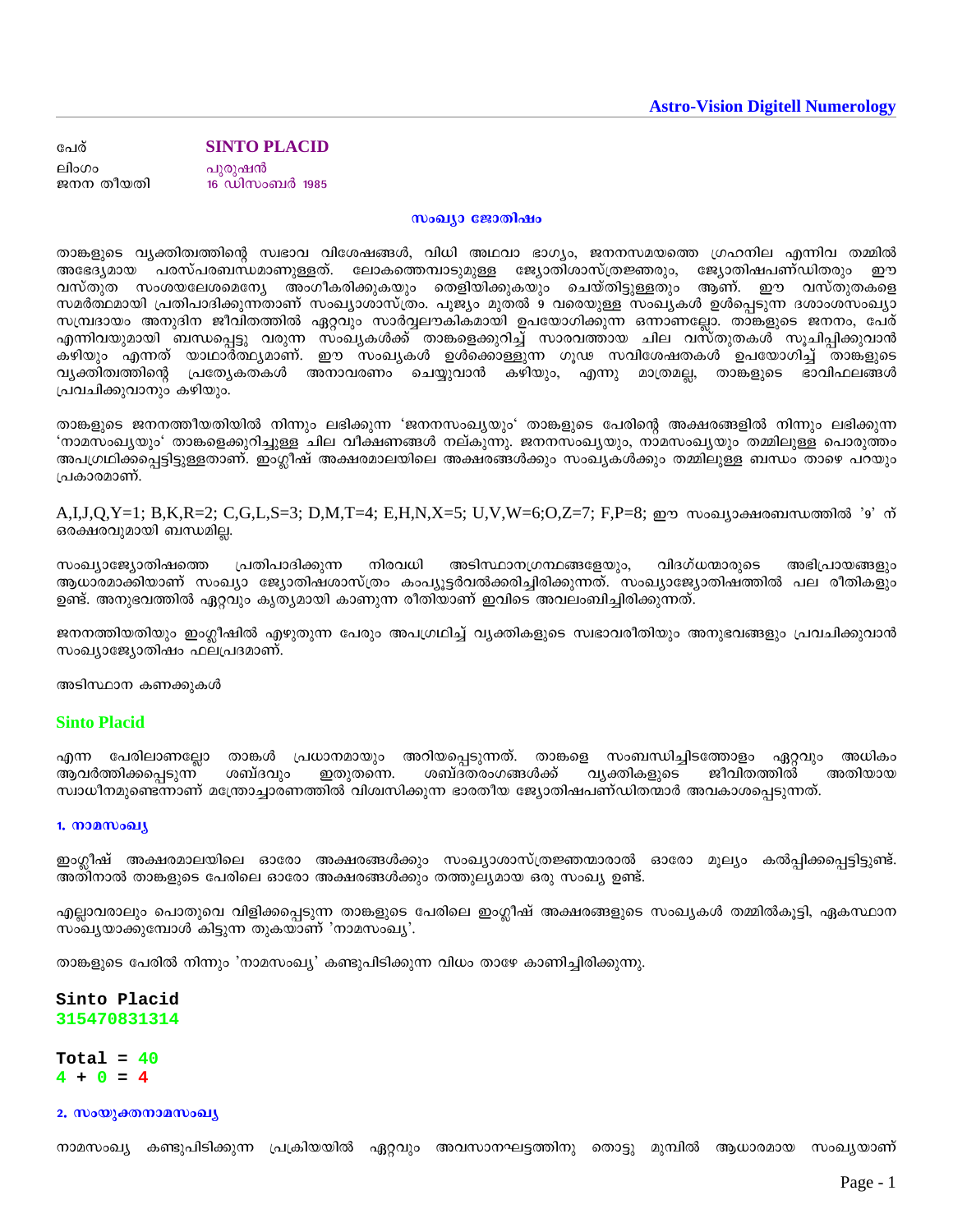**Astro-Vision Digitell Numerology**

| | |
|---|---|
| പേര് | **SINTO PLACID** |
| ലിംഗം | പുരുഷൻ |
| ജനന തീയതി | 16 ഡിസംബർ 1985 |

## സംഖ്യാ ജോതിഷം

താങ്കളുടെ വ്യക്തിത്വത്തിന്റെ സ്വഭാവ വിശേഷങ്ങൾ, വിധി അഥവാ ഭാഗ്യം, ജനനസമയത്തെ ഗ്രഹനില എന്നിവ തമ്മിൽ അഭേദ്യമായ പരസ്പരബന്ധമാണുള്ളത്. ലോകത്തെമ്പാടുമുള്ള ജ്യോതിശാസ്ത്രജ്ഞരും, ജ്യോതിഷപണ്ഡിതരും ഈ വസ്തുത സംശയലേശമെന്യേ അംഗീകരിക്കുകയും തെളിയിക്കുകയും ചെയ്തിട്ടുള്ളതും ആണ്. ഈ വസ്തുതകളെ സമർത്ഥമായി പ്രതിപാദിക്കുന്നതാണ് സംഖ്യാശാസ്ത്രം. പൂജ്യം മുതൽ 9 വരെയുള്ള സംഖ്യകൾ ഉൾപ്പെടുന്ന ദശാംശസംഖ്യാ സമ്പ്രദായം അനുദിന ജീവിതത്തിൽ ഏറ്റവും സാർവ്വലൗകികമായി ഉപയോഗിക്കുന്ന ഒന്നാണല്ലോ. താങ്കളുടെ ജനനം, പേര് എന്നിവയുമായി ബന്ധപ്പെട്ടു വരുന്ന സംഖ്യകൾക്ക് താങ്കളെക്കുറിച്ച് സാരവത്തായ ചില വസ്തുതകൾ സൂചിപ്പിക്കുവാൻ കഴിയും എന്നത് യാഥാർത്ഥ്യമാണ്. ഈ സംഖ്യകൾ ഉൾക്കൊള്ളുന്ന ഗൂഢ സവിശേഷതകൾ ഉപയോഗിച്ച് താങ്കളുടെ വ്യക്തിത്വത്തിന്റെ പ്രത്യേകതകൾ അനാവരണം ചെയ്യുവാൻ കഴിയും, എന്നു മാത്രമല്ല, താങ്കളുടെ ഭാവിഫലങ്ങൾ പ്രവചിക്കുവാനും കഴിയും.

താങ്കളുടെ ജനനത്തീയതിയിൽ നിന്നും ലഭിക്കുന്ന 'ജനനസംഖ്യയും' താങ്കളുടെ പേരിന്റെ അക്ഷരങ്ങളിൽ നിന്നും ലഭിക്കുന്ന 'നാമസംഖ്യയും' താങ്കളെക്കുറിച്ചുള്ള ചില വീക്ഷണങ്ങൾ നല്കുന്നു. ജനനസംഖ്യയും, നാമസംഖ്യയും തമ്മിലുള്ള പൊരുത്തം അപഗ്രഥിക്കപ്പെട്ടിട്ടുള്ളതാണ്. ഇംഗ്ലീഷ് അക്ഷരമാലയിലെ അക്ഷരങ്ങൾക്കും സംഖ്യകൾക്കും തമ്മിലുള്ള ബന്ധം താഴെ പറയും പ്രകാരമാണ്.

A,I,J,Q,Y=1; B,K,R=2; C,G,L,S=3; D,M,T=4; E,H,N,X=5; U,V,W=6;O,Z=7; F,P=8; ഈ സംഖ്യാക്ഷരബന്ധത്തിൽ '9' ന് ഒരക്ഷരവുമായി ബന്ധമില്ല.

സംഖ്യാജ്യോതിഷത്തെ പ്രതിപാദിക്കുന്ന നിരവധി അടിസ്ഥാനഗ്രന്ഥങ്ങളേയും, വിദഗ്ധന്മാരുടെ അഭിപ്രായങ്ങളും ആധാരമാക്കിയാണ് സംഖ്യാ ജ്യോതിഷശാസ്ത്രം കംപ്യൂട്ടർവൽക്കരിച്ചിരിക്കുന്നത്. സംഖ്യാജ്യോതിഷത്തിൽ പല രീതികളും ഉണ്ട്. അനുഭവത്തിൽ ഏറ്റവും കൃത്യമായി കാണുന്ന രീതിയാണ് ഇവിടെ അവലംബിച്ചിരിക്കുന്നത്.

ജനനത്തിയതിയും ഇംഗ്ലീഷിൽ എഴുതുന്ന പേരും അപഗ്രഥിച്ച് വ്യക്തികളുടെ സ്വഭാവരീതിയും അനുഭവങ്ങളും പ്രവചിക്കുവാൻ സംഖ്യാജ്യോതിഷം ഫലപ്രദമാണ്.

അടിസ്ഥാന കണക്കുകൾ

### Sinto Placid

എന്ന പേരിലാണല്ലോ താങ്കൾ പ്രധാനമായും അറിയപ്പെടുന്നത്. താങ്കളെ സംബന്ധിച്ചിടത്തോളം ഏറ്റവും അധികം ആവർത്തിക്കപ്പെടുന്ന ശബ്ദവും ഇതുതന്നെ. ശബ്ദതരംഗങ്ങൾക്ക് വ്യക്തികളുടെ ജീവിതത്തിൽ അതിയായ സ്വാധീനമുണ്ടെന്നാണ് മന്ത്രോച്ചാരണത്തിൽ വിശ്വസിക്കുന്ന ഭാരതീയ ജ്യോതിഷപണ്ഡിതന്മാർ അവകാശപ്പെടുന്നത്.

#### 1. നാമസംഖ്യ

ഇംഗ്ലീഷ് അക്ഷരമാലയിലെ ഓരോ അക്ഷരങ്ങൾക്കും സംഖ്യാശാസ്ത്രജ്ഞന്മാരാൽ ഓരോ മൂല്യം കൽപ്പിക്കപ്പെട്ടിട്ടുണ്ട്. അതിനാൽ താങ്കളുടെ പേരിലെ ഓരോ അക്ഷരങ്ങൾക്കും തത്തുല്യമായ ഒരു സംഖ്യ ഉണ്ട്.

എല്ലാവരാലും പൊതുവെ വിളിക്കപ്പെടുന്ന താങ്കളുടെ പേരിലെ ഇംഗ്ലീഷ് അക്ഷരങ്ങളുടെ സംഖ്യകൾ തമ്മിൽകൂട്ടി, ഏകസ്ഥാന സംഖ്യയാക്കുമ്പോൾ കിട്ടുന്ന തുകയാണ് 'നാമസംഖ്യ'.

താങ്കളുടെ പേരിൽ നിന്നും 'നാമസംഖ്യ' കണ്ടുപിടിക്കുന്ന വിധം താഴേ കാണിച്ചിരിക്കുന്നു.

```
Sinto Placid
315470831314

Total = 40
4 + 0 = 4
```

#### 2. സംയുക്തനാമസംഖ്യ

നാമസംഖ്യ കണ്ടുപിടിക്കുന്ന പ്രക്രിയയിൽ ഏറ്റവും അവസാനഘട്ടത്തിനു തൊട്ടു മുമ്പിൽ ആധാരമായ സംഖ്യയാണ്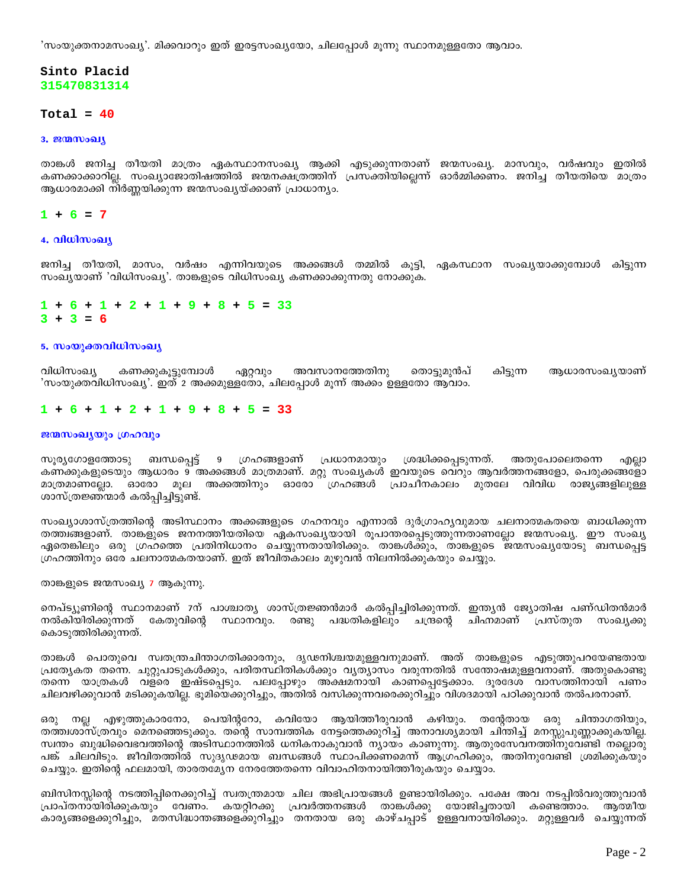'സംയുക്തനാമസംഖ്യ'. മിക്കവാറും ഇത് ഇരട്ടസംഖ്യയോ, ചിലപ്പോൾ മൂന്നു സ്ഥാനമുള്ളതോ ആവാം.

**Sinto Placid**
**315470831314**

**Total = 40**

### 3. ജന്മസംഖ്യ

താങ്കൾ ജനിച്ച തീയതി മാത്രം ഏകസ്ഥാനസംഖ്യ ആക്കി എടുക്കുന്നതാണ് ജന്മസംഖ്യ. മാസവും, വർഷവും ഇതിൽ കണക്കാക്കാറില്ല. സംഖ്യാജോതിഷത്തിൽ ജന്മനക്ഷത്രത്തിന് പ്രസക്തിയില്ലെന്ന് ഓർമ്മിക്കണം. ജനിച്ച തീയതിയെ മാത്രം ആധാരമാക്കി നിർണ്ണയിക്കുന്ന ജന്മസംഖ്യയ്ക്കാണ് പ്രാധാന്യം.

**1 + 6 = 7**

### 4. വിധിസംഖ്യ

ജനിച്ച തീയതി, മാസം, വർഷം എന്നിവയുടെ അക്കങ്ങൾ തമ്മിൽ കൂട്ടി, ഏകസ്ഥാന സംഖ്യയാക്കുമ്പോൾ കിട്ടുന്ന സംഖ്യയാണ് 'വിധിസംഖ്യ'. താങ്കളുടെ വിധിസംഖ്യ കണക്കാക്കുന്നതു നോക്കുക.

**1 + 6 + 1 + 2 + 1 + 9 + 8 + 5 = 33**
**3 + 3 = 6**

### 5. സംയുക്തവിധിസംഖ്യ

വിധിസംഖ്യ കണക്കുകൂട്ടുമ്പോൾ ഏറ്റവും അവസാനത്തേതിനു തൊട്ടുമുൻപ് കിട്ടുന്ന ആധാരസംഖ്യയാണ് 'സംയുക്തവിധിസംഖ്യ'. ഇത് 2 അക്കമുള്ളതോ, ചിലപ്പോൾ മൂന്ന് അക്കം ഉള്ളതോ ആവാം.

**1 + 6 + 1 + 2 + 1 + 9 + 8 + 5 = 33**

### ജന്മസംഖ്യയും ഗ്രഹവും

സൂര്യഗോളത്തോടു ബന്ധപ്പെട്ട് 9 ഗ്രഹങ്ങളാണ് പ്രധാനമായും ശ്രദ്ധിക്കപ്പെടുന്നത്. അതുപോലെതന്നെ എല്ലാ കണക്കുകളുടെയും ആധാരം 9 അക്കങ്ങൾ മാത്രമാണ്. മറ്റു സംഖ്യകൾ ഇവയുടെ വെറും ആവർത്തനങ്ങളോ, പെരുക്കങ്ങളോ മാത്രമാണല്ലോ. ഓരോ മൂല അക്കത്തിനും ഓരോ ഗ്രഹങ്ങൾ പ്രാചീനകാലം മുതലേ വിവിധ രാജ്യങ്ങളിലുള്ള ശാസ്ത്രജ്ഞന്മാർ കൽപ്പിച്ചിട്ടുണ്ട്.

സംഖ്യാശാസ്ത്രത്തിന്റെ അടിസ്ഥാനം അക്കങ്ങളുടെ ഗഹനവും എന്നാൽ ദുർഗ്രാഹ്യവുമായ ചലനാത്മകതയെ ബാധിക്കുന്ന തത്ത്വങ്ങളാണ്. താങ്കളുടെ ജനനത്തീയതിയെ ഏകസംഖ്യയായി രൂപാന്തരപ്പെടുത്തുന്നതാണല്ലോ ജന്മസംഖ്യ. ഈ സംഖ്യ ഏതെങ്കിലും ഒരു ഗ്രഹത്തെ പ്രതിനിധാനം ചെയ്യുന്നതായിരിക്കും. താങ്കൾക്കും, താങ്കളുടെ ജന്മസംഖ്യയോടു ബന്ധപ്പെട്ട ഗ്രഹത്തിനും ഒരേ ചലനാത്മകതയാണ്. ഇത് ജീവിതകാലം മുഴുവൻ നിലനിൽക്കുകയും ചെയ്യും.

താങ്കളുടെ ജന്മസംഖ്യ 7 ആകുന്നു.

നെപ്ട്യൂണിന്റെ സ്ഥാനമാണ് 7ന് പാശ്ചാത്യ ശാസ്ത്രജ്ഞന്മാർ കൽപ്പിച്ചിരിക്കുന്നത്. ഇന്ത്യൻ ജ്യോതിഷ പണ്ഡിതന്മാർ നൽകിയിരിക്കുന്നത് കേതുവിന്റെ സ്ഥാനവും. രണ്ടു പദ്ധതികളിലും ചന്ദ്രന്റെ ചിഹ്നമാണ് പ്രസ്തുത സംഖ്യക്കു കൊടുത്തിരിക്കുന്നത്.

താങ്കൾ പൊതുവെ സ്വതന്ത്രചിന്താഗതിക്കാരനും, ദൃഢനിശ്ചയമുള്ളവനുമാണ്. അത് താങ്കളുടെ എടുത്തുപറയേണ്ടതായ പ്രത്യേകത തന്നെ. ചുറ്റുപാടുകൾക്കും, പരിതസ്ഥിതികൾക്കും വ്യത്യാസം വരുന്നതിൽ സന്തോഷമുള്ളവനാണ്. അതുകൊണ്ടു തന്നെ യാത്രകൾ വളരെ ഇഷ്ടപ്പെടും. പലപ്പോഴും അക്ഷമനായി കാണപ്പെട്ടേക്കാം. ദൂരദേശ വാസത്തിനായി പണം ചിലവഴിക്കുവാൻ മടിക്കുകയില്ല. ഭൂമിയെക്കുറിച്ചും, അതിൽ വസിക്കുന്നവരെക്കുറിച്ചും വിശദമായി പഠിക്കുവാൻ തൽപരനാണ്.

ഒരു നല്ല എഴുത്തുകാരനോ, പെയിന്ററോ, കവിയോ ആയിത്തീരുവാൻ കഴിയും. തന്റേതായ ഒരു ചിന്താഗതിയും, തത്ത്വശാസ്ത്രവും മെനഞ്ഞെടുക്കും. തന്റെ സാമ്പത്തിക നേട്ടത്തെക്കുറിച്ച് അനാവശ്യമായി ചിന്തിച്ച് മനസ്സുപുണ്ണാക്കുകയില്ല. സ്വന്തം ബുദ്ധിവൈഭവത്തിന്റെ അടിസ്ഥാനത്തിൽ ധനികനാകുവാൻ ന്യായം കാണുന്നു. ആതുരസേവനത്തിനുവേണ്ടി നല്ലൊരു പങ്ക് ചിലവിടും. ജീവിതത്തിൽ സുദൃഢമായ ബന്ധങ്ങൾ സ്ഥാപിക്കണമെന്ന് ആഗ്രഹിക്കും, അതിനുവേണ്ടി ശ്രമിക്കുകയും ചെയ്യും. ഇതിന്റെ ഫലമായി, താരതമ്യേന നേരത്തേതന്നെ വിവാഹിതനായിത്തീരുകയും ചെയ്യാം.

ബിസിനസ്സിന്റെ നടത്തിപ്പിനെക്കുറിച്ച് സ്വതന്ത്രമായ ചില അഭിപ്രായങ്ങൾ ഉണ്ടായിരിക്കും. പക്ഷേ അവ നടപ്പിൽവരുത്തുവാൻ പ്രാപ്തനായിരിക്കുകയും വേണം. കയറ്റിറക്കു പ്രവർത്തനങ്ങൾ താങ്കൾക്കു യോജിച്ചതായി കണ്ടെത്താം. ആത്മീയ കാര്യങ്ങളെക്കുറിച്ചും, മതസിദ്ധാന്തങ്ങളെക്കുറിച്ചും തനതായ ഒരു കാഴ്ചപ്പാട് ഉള്ളവനായിരിക്കും. മറ്റുള്ളവർ ചെയ്യുന്നത്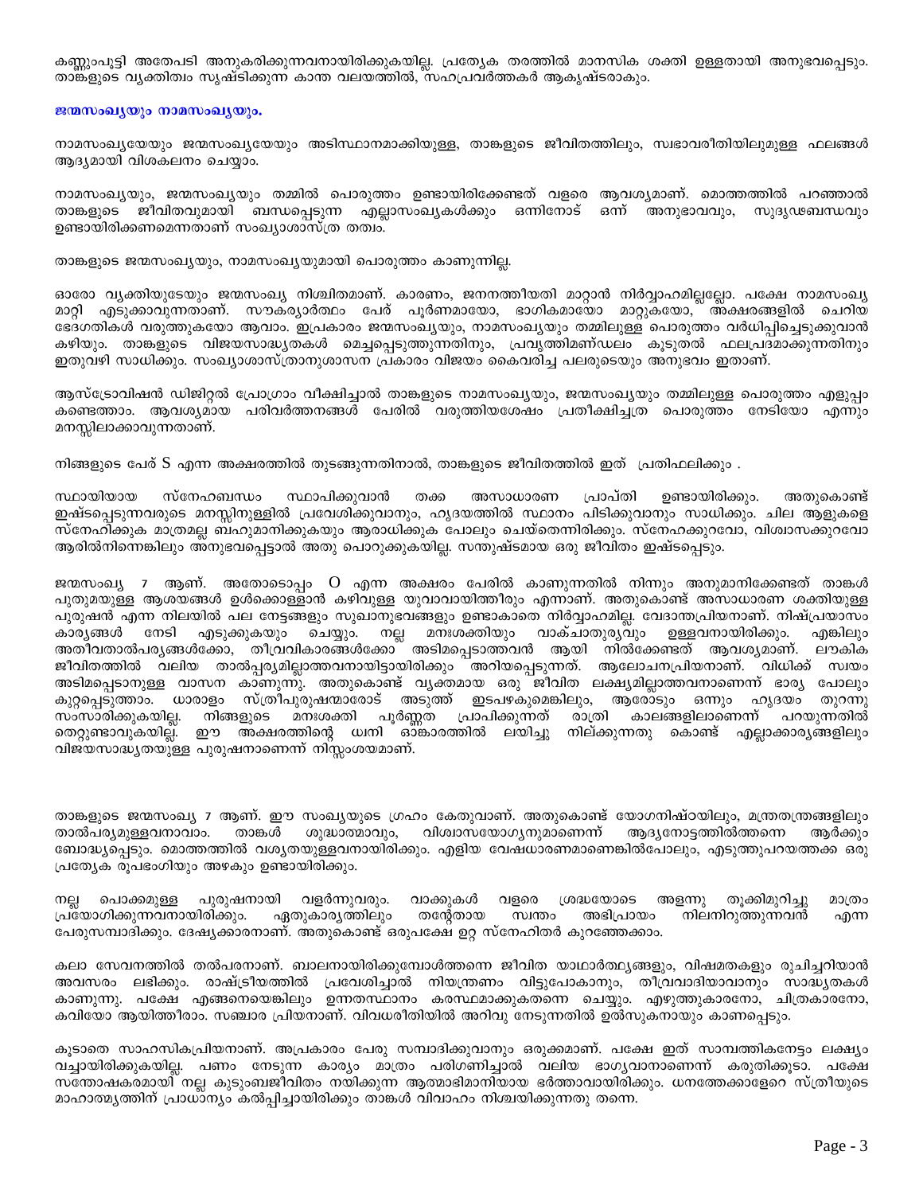കണ്ണുംപൂട്ടി അതേപടി അനുകരിക്കുന്നവനായിരിക്കുകയില്ല. പ്രത്യേക തരത്തിൽ മാനസിക ശക്തി ഉള്ളതായി അനുഭവപ്പെടും. താങ്കളുടെ വ്യക്തിത്വം സൃഷ്ടിക്കുന്ന കാന്ത വലയത്തിൽ, സഹപ്രവർത്തകർ ആകൃഷ്ടരാകും.

**ജന്മസംഖ്യയും നാമസംഖ്യയും.**

നാമസംഖ്യയേയും ജന്മസംഖ്യയേയും അടിസ്ഥാനമാക്കിയുള്ള, താങ്കളുടെ ജീവിതത്തിലും, സ്വഭാവരീതിയിലുമുള്ള ഫലങ്ങൾ ആദ്യമായി വിശകലനം ചെയ്യാം.

നാമസംഖ്യയും, ജന്മസംഖ്യയും തമ്മിൽ പൊരുത്തം ഉണ്ടായിരിക്കേണ്ടത് വളരെ ആവശ്യമാണ്. മൊത്തത്തിൽ പറഞ്ഞാൽ താങ്കളുടെ ജീവിതവുമായി ബന്ധപ്പെടുന്ന എല്ലാസംഖ്യകൾക്കും ഒന്നിനോട് ഒന്ന് അനുഭാവവും, സുദൃഢബന്ധവും ഉണ്ടായിരിക്കണമെന്നതാണ് സംഖ്യാശാസ്ത്ര തത്വം.

താങ്കളുടെ ജന്മസംഖ്യയും, നാമസംഖ്യയുമായി പൊരുത്തം കാണുന്നില്ല.

ഓരോ വ്യക്തിയുടേയും ജന്മസംഖ്യ നിശ്ചിതമാണ്. കാരണം, ജനനത്തീയതി മാറ്റാൻ നിർവ്വാഹമില്ലല്ലോ. പക്ഷേ നാമസംഖ്യ മാറ്റി എടുക്കാവുന്നതാണ്. സൗകര്യാർത്ഥം പേര് പൂർണമായോ, ഭാഗികമായോ മാറ്റുകയോ, അക്ഷരങ്ങളിൽ ചെറിയ ഭേദഗതികൾ വരുത്തുകയോ ആവാം. ഇപ്രകാരം ജന്മസംഖ്യയും, നാമസംഖ്യയും തമ്മിലുള്ള പൊരുത്തം വർധിപ്പിച്ചെടുക്കുവാൻ കഴിയും. താങ്കളുടെ വിജയസാദ്ധ്യതകൾ മെച്ചപ്പെടുത്തുന്നതിനും, പ്രവൃത്തിമണ്ഡലം കൂടുതൽ ഫലപ്രദമാക്കുന്നതിനും ഇതുവഴി സാധിക്കും. സംഖ്യാശാസ്ത്രാനുശാസന പ്രകാരം വിജയം കൈവരിച്ച പലരുടെയും അനുഭവം ഇതാണ്.

ആസ്ട്രോവിഷൻ ഡിജിറ്റൽ പ്രോഗ്രാം വീക്ഷിച്ചാൽ താങ്കളുടെ നാമസംഖ്യയും, ജന്മസംഖ്യയും തമ്മിലുള്ള പൊരുത്തം എളുപ്പം കണ്ടെത്താം. ആവശ്യമായ പരിവർത്തനങ്ങൾ പേരിൽ വരുത്തിയശേഷം പ്രതീക്ഷിച്ചത്ര പൊരുത്തം നേടിയോ എന്നും മനസ്സിലാക്കാവുന്നതാണ്.

നിങ്ങളുടെ പേര് S എന്ന അക്ഷരത്തിൽ തുടങ്ങുന്നതിനാൽ, താങ്കളുടെ ജീവിതത്തിൽ ഇത് പ്രതിഫലിക്കും .

സ്ഥായിയായ സ്നേഹബന്ധം സ്ഥാപിക്കുവാൻ തക്ക അസാധാരണ പ്രാപ്തി ഉണ്ടായിരിക്കും. അതുകൊണ്ട് ഇഷ്ടപ്പെടുന്നവരുടെ മനസ്സിനുള്ളിൽ പ്രവേശിക്കുവാനും, ഹൃദയത്തിൽ സ്ഥാനം പിടിക്കുവാനും സാധിക്കും. ചില ആളുകളെ സ്നേഹിക്കുക മാത്രമല്ല ബഹുമാനിക്കുകയും ആരാധിക്കുക പോലും ചെയ്തെന്നിരിക്കും. സ്നേഹക്കുറവോ, വിശ്വാസക്കുറവോ ആരിൽനിന്നെങ്കിലും അനുഭവപ്പെട്ടാൽ അതു പൊറുക്കുകയില്ല. സന്തുഷ്ടമായ ഒരു ജീവിതം ഇഷ്ടപ്പെടും.

ജന്മസംഖ്യ 7 ആണ്. അതോടൊപ്പം O എന്ന അക്ഷരം പേരിൽ കാണുന്നതിൽ നിന്നും അനുമാനിക്കേണ്ടത് താങ്കൾ പുതുമയുള്ള ആശയങ്ങൾ ഉൾക്കൊള്ളാൻ കഴിവുള്ള യുവാവായിത്തീരും എന്നാണ്. അതുകൊണ്ട് അസാധാരണ ശക്തിയുള്ള പുരുഷൻ എന്ന നിലയിൽ പല നേട്ടങ്ങളും സുഖാനുഭവങ്ങളും ഉണ്ടാകാതെ നിർവ്വാഹമില്ല. വേദാന്തപ്രിയനാണ്. നിഷ്പ്രയാസം കാര്യങ്ങൾ നേടി എടുക്കുകയും ചെയ്യും. നല്ല മനഃശക്തിയും വാക്ചാതുര്യവും ഉള്ളവനായിരിക്കും. എങ്കിലും അതീവതാൽപര്യങ്ങൾക്കോ, തീവ്രവികാരങ്ങൾക്കോ അടിമപ്പെടാത്തവൻ ആയി നിൽക്കേണ്ടത് ആവശ്യമാണ്. ലൗകിക ജീവിതത്തിൽ വലിയ താൽപ്പര്യമില്ലാത്തവനായിട്ടായിരിക്കും അറിയപ്പെടുന്നത്. ആലോചനപ്രിയനാണ്. വിധിക്ക് സ്വയം അടിമപ്പെടാനുള്ള വാസന കാണുന്നു. അതുകൊണ്ട് വ്യക്തമായ ഒരു ജീവിത ലക്ഷ്യമില്ലാത്തവനാണെന്ന് ഭാര്യ പോലും കുറ്റപ്പെടുത്താം. ധാരാളം സ്ത്രീപുരുഷന്മാരോട് അടുത്ത് ഇടപഴകുമെങ്കിലും, ആരോടും ഒന്നും ഹൃദയം തുറന്നു സംസാരിക്കുകയില്ല. നിങ്ങളുടെ മനഃശക്തി പൂർണ്ണത പ്രാപിക്കുന്നത് രാത്രി കാലങ്ങളിലാണെന്ന് പറയുന്നതിൽ തെറ്റുണ്ടാവുകയില്ല. ഈ അക്ഷരത്തിന്റെ ധ്വനി ഓങ്കാരത്തിൽ ലയിച്ചു നില്ക്കുന്നതു കൊണ്ട് എല്ലാക്കാര്യങ്ങളിലും വിജയസാദ്ധ്യതയുള്ള പുരുഷനാണെന്ന് നിസ്സംശയമാണ്.

താങ്കളുടെ ജന്മസംഖ്യ 7 ആണ്. ഈ സംഖ്യയുടെ ഗ്രഹം കേതുവാണ്. അതുകൊണ്ട് യോഗനിഷ്ഠയിലും, മന്ത്രതന്ത്രങ്ങളിലും താൽപര്യമുള്ളവനാവാം. താങ്കൾ ശുദ്ധാത്മാവും, വിശ്വാസയോഗ്യനുമാണെന്ന് ആദ്യനോട്ടത്തിൽത്തന്നെ ആർക്കും ബോദ്ധ്യപ്പെടും. മൊത്തത്തിൽ വശ്യതയുള്ളവനായിരിക്കും. എളിയ വേഷധാരണമാണെങ്കിൽപോലും, എടുത്തുപറയത്തക്ക ഒരു പ്രത്യേക രൂപഭംഗിയും അഴകും ഉണ്ടായിരിക്കും.

നല്ല പൊക്കമുള്ള പുരുഷനായി വളർന്നുവരും. വാക്കുകൾ വളരെ ശ്രദ്ധയോടെ അളന്നു തൂക്കിമുറിച്ചു മാത്രം പ്രയോഗിക്കുന്നവനായിരിക്കും. ഏതുകാര്യത്തിലും തന്റേതായ സ്വന്തം അഭിപ്രായം നിലനിറുത്തുന്നവൻ എന്ന പേരുസമ്പാദിക്കും. ദേഷ്യക്കാരനാണ്. അതുകൊണ്ട് ഒരുപക്ഷേ ഉറ്റ സ്നേഹിതർ കുറഞ്ഞേക്കാം.

കലാ സേവനത്തിൽ തൽപരനാണ്. ബാലനായിരിക്കുമ്പോൾത്തന്നെ ജീവിത യാഥാർത്ഥ്യങ്ങളും, വിഷമതകളും രുചിച്ചറിയാൻ അവസരം ലഭിക്കും. രാഷ്ട്രീയത്തിൽ പ്രവേശിച്ചാൽ നിയന്ത്രണം വിട്ടുപോകാനും, തീവ്രവാദിയാവാനും സാദ്ധ്യതകൾ കാണുന്നു. പക്ഷേ എങ്ങനെയെങ്കിലും ഉന്നതസ്ഥാനം കരസ്ഥമാക്കുകതന്നെ ചെയ്യും. എഴുത്തുകാരനോ, ചിത്രകാരനോ, കവിയോ ആയിത്തീരാം. സഞ്ചാര പ്രിയനാണ്. വിവധരീതിയിൽ അറിവു നേടുന്നതിൽ ഉൽസുകനായും കാണപ്പെടും.

കൂടാതെ സാഹസികപ്രിയനാണ്. അപ്രകാരം പേരു സമ്പാദിക്കുവാനും ഒരുക്കമാണ്. പക്ഷേ ഇത് സാമ്പത്തികനേട്ടം ലക്ഷ്യം വച്ചായിരിക്കുകയില്ല. പണം നേടുന്ന കാര്യം മാത്രം പരിഗണിച്ചാൽ വലിയ ഭാഗ്യവാനാണെന്ന് കരുതിക്കൂടാ. പക്ഷേ സന്തോഷകരമായി നല്ല കുടുംബജീവിതം നയിക്കുന്ന ആത്മാഭിമാനിയായ ഭർത്താവായിരിക്കും. ധനത്തേക്കാളേറെ സ്ത്രീയുടെ മാഹാത്മ്യത്തിന് പ്രാധാന്യം കൽപ്പിച്ചായിരിക്കും താങ്കൾ വിവാഹം നിശ്ചയിക്കുന്നതു തന്നെ.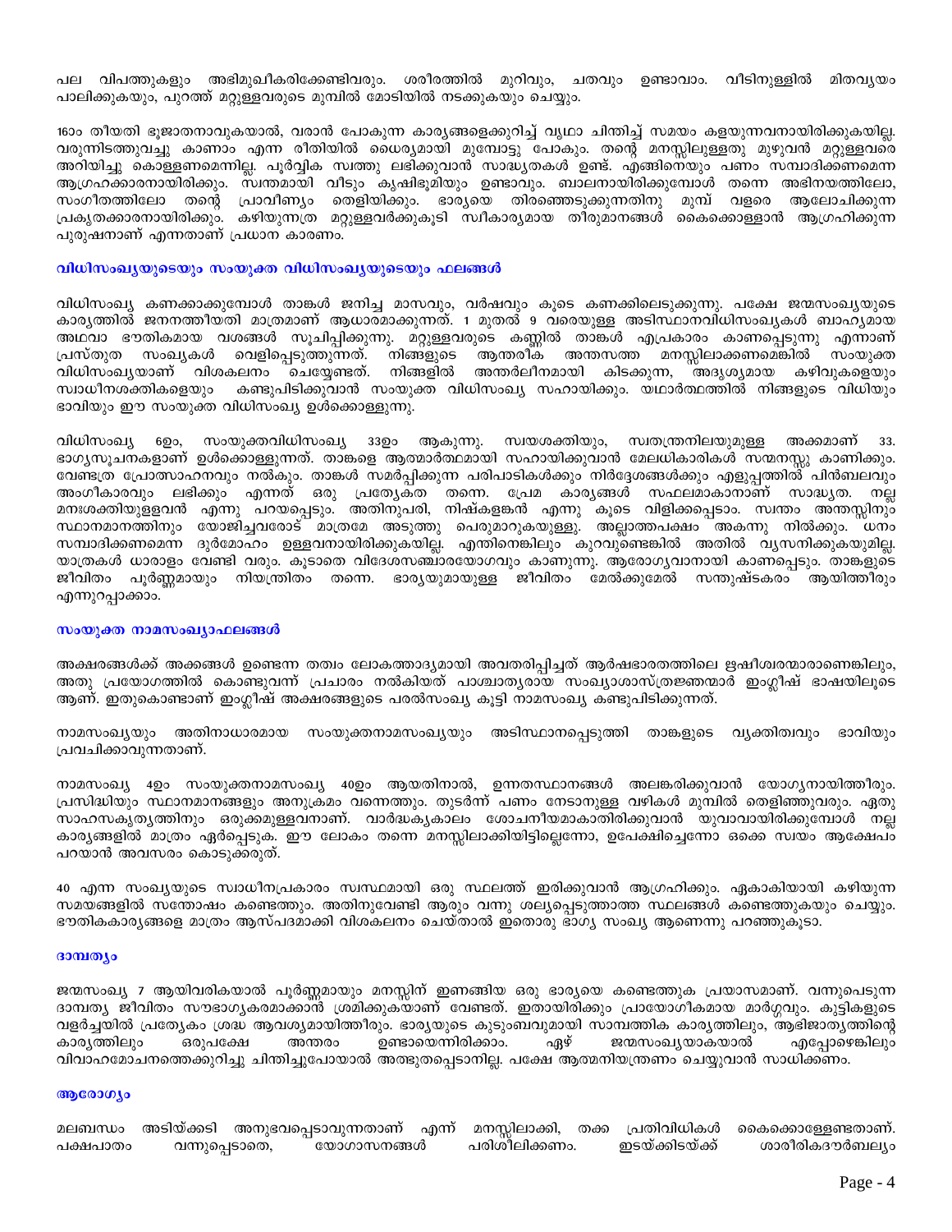പല വിപത്തുകളും അഭിമുഖീകരിക്കേണ്ടിവരും. ശരീരത്തിൽ മുറിവും, ചതവും ഉണ്ടാവാം. വീടിനുള്ളിൽ മിതവ്യയം പാലിക്കുകയും, പുറത്ത് മറ്റുള്ളവരുടെ മുമ്പിൽ മോടിയിൽ നടക്കുകയും ചെയ്യും.

16ാം തീയതി ഭൂജാതനാവുകയാൽ, വരാൻ പോകുന്ന കാര്യങ്ങളെക്കുറിച്ച് വ്യഥാ ചിന്തിച്ച് സമയം കളയുന്നവനായിരിക്കുകയില്ല. വരുന്നിടത്തുവച്ചു കാണാം എന്ന രീതിയിൽ ധൈര്യമായി മുമ്പോട്ടു പോകും. തന്റെ മനസ്സിലുള്ളതു മുഴുവൻ മറ്റുള്ളവരെ അറിയിച്ചു കൊള്ളണമെന്നില്ല. പൂർവ്വിക സ്വത്തു ലഭിക്കുവാൻ സാദ്ധ്യതകൾ ഉണ്ട്. എങ്ങിനെയും പണം സമ്പാദിക്കണമെന്ന ആഗ്രഹക്കാരനായിരിക്കും. സ്വന്തമായി വീടും കൃഷിഭൂമിയും ഉണ്ടാവും. ബാലനായിരിക്കുമ്പോൾ തന്നെ അഭിനയത്തിലോ, സംഗീതത്തിലോ തന്റെ പ്രാവീണ്യം തെളിയിക്കും. ഭാര്യയെ തിരഞ്ഞെടുക്കുന്നതിനു മുമ്പ് വളരെ ആലോചിക്കുന്ന പ്രകൃതക്കാരനായിരിക്കും. കഴിയുന്നത്ര മറ്റുള്ളവർക്കുകൂടി സ്വീകാര്യമായ തീരുമാനങ്ങൾ കൈക്കൊള്ളാൻ ആഗ്രഹിക്കുന്ന പുരുഷനാണ് എന്നതാണ് പ്രധാന കാരണം.

### വിധിസംഖ്യയുടെയും സംയുക്ത വിധിസംഖ്യയുടെയും ഫലങ്ങൾ

വിധിസംഖ്യ കണക്കാക്കുമ്പോൾ താങ്കൾ ജനിച്ച മാസവും, വർഷവും കൂടെ കണക്കിലെടുക്കുന്നു. പക്ഷേ ജന്മസംഖ്യയുടെ കാര്യത്തിൽ ജനനത്തീയതി മാത്രമാണ് ആധാരമാക്കുന്നത്. 1 മുതൽ 9 വരെയുള്ള അടിസ്ഥാനവിധിസംഖ്യകൾ ബാഹ്യമായ അഥവാ ഭൗതികമായ വശങ്ങൾ സൂചിപ്പിക്കുന്നു. മറ്റുള്ളവരുടെ കണ്ണിൽ താങ്കൾ എപ്രകാരം കാണപ്പെടുന്നു എന്നാണ് പ്രസ്തുത സംഖ്യകൾ വെളിപ്പെടുത്തുന്നത്. നിങ്ങളുടെ ആന്തരീക അന്തസത്ത മനസ്സിലാക്കണമെങ്കിൽ സംയുക്ത വിധിസംഖ്യയാണ് വിശകലനം ചെയ്യേണ്ടത്. നിങ്ങളിൽ അന്തർലീനമായി കിടക്കുന്ന, അദൃശ്യമായ കഴിവുകളെയും സ്വാധീനശക്തികളെയും കണ്ടുപിടിക്കുവാൻ സംയുക്ത വിധിസംഖ്യ സഹായിക്കും. യഥാർത്ഥത്തിൽ നിങ്ങളുടെ വിധിയും ഭാവിയും ഈ സംയുക്ത വിധിസംഖ്യ ഉൾക്കൊള്ളുന്നു.

വിധിസംഖ്യ 6ാം, സംയുക്തവിധിസംഖ്യ 33ാം ആകുന്നു. സ്വയശക്തിയും, സ്വതന്ത്രനിലയുമുള്ള അക്കമാണ് 33. ഭാഗ്യസൂചനകളാണ് ഉൾക്കൊള്ളുന്നത്. താങ്കളെ ആത്മാർത്ഥമായി സഹായിക്കുവാൻ മേലധികാരികൾ സന്മനസ്സു കാണിക്കും. വേണ്ടത്ര പ്രോത്സാഹനവും നൽകും. താങ്കൾ സമർപ്പിക്കുന്ന പരിപാടികൾക്കും നിർദ്ദേശങ്ങൾക്കും എളുപ്പത്തിൽ പിൻബലവും അംഗീകാരവും ലഭിക്കും എന്നത് ഒരു പ്രത്യേകത തന്നെ. പ്രേമ കാര്യങ്ങൾ സഫലമാകാനാണ് സാദ്ധ്യത. നല്ല മനഃശക്തിയുള്ളവൻ എന്നു പറയപ്പെടും. അതിനുപരി, നിഷ്കളങ്കൻ എന്നു കൂടെ വിളിക്കപ്പെടാം. സ്വന്തം അന്തസ്സിനും സ്ഥാനമാനത്തിനും യോജിച്ചവരോട് മാത്രമേ അടുത്തു പെരുമാറുകയുള്ളു. അല്ലാത്തപക്ഷം അകന്നു നിൽക്കും. ധനം സമ്പാദിക്കണമെന്ന ദുർമോഹം ഉള്ളവനായിരിക്കുകയില്ല. എന്തിനെങ്കിലും കുറവുണ്ടെങ്കിൽ അതിൽ വ്യസനിക്കുകയുമില്ല. യാത്രകൾ ധാരാളം വേണ്ടി വരും. കൂടാതെ വിദേശസഞ്ചാരയോഗവും കാണുന്നു. ആരോഗ്യവാനായി കാണപ്പെടും. താങ്കളുടെ ജീവിതം പൂർണ്ണമായും നിയന്ത്രിതം തന്നെ. ഭാര്യയുമായുള്ള ജീവിതം മേൽക്കുമേൽ സന്തുഷ്ടകരം ആയിത്തീരും എന്നുറപ്പാക്കാം.

### സംയുക്ത നാമസംഖ്യാഫലങ്ങൾ

അക്ഷരങ്ങൾക്ക് അക്കങ്ങൾ ഉണ്ടെന്ന തത്വം ലോകത്താദ്യമായി അവതരിപ്പിച്ചത് ആർഷഭാരതത്തിലെ ഋഷീശ്വരന്മാരാണെങ്കിലും, അതു പ്രയോഗത്തിൽ കൊണ്ടുവന്ന് പ്രചാരം നൽകിയത് പാശ്ചാത്യരായ സംഖ്യാശാസ്ത്രജ്ഞന്മാർ ഇംഗ്ലീഷ് ഭാഷയിലൂടെ ആണ്. ഇതുകൊണ്ടാണ് ഇംഗ്ലീഷ് അക്ഷരങ്ങളുടെ പരൽസംഖ്യ കൂട്ടി നാമസംഖ്യ കണ്ടുപിടിക്കുന്നത്.

നാമസംഖ്യയും അതിനാധാരമായ സംയുക്തനാമസംഖ്യയും അടിസ്ഥാനപ്പെടുത്തി താങ്കളുടെ വ്യക്തിത്വവും ഭാവിയും പ്രവചിക്കാവുന്നതാണ്.

നാമസംഖ്യ 4ാം സംയുക്തനാമസംഖ്യ 40ാം ആയതിനാൽ, ഉന്നതസ്ഥാനങ്ങൾ അലങ്കരിക്കുവാൻ യോഗ്യനായിത്തീരും. പ്രസിദ്ധിയും സ്ഥാനമാനങ്ങളും അനുക്രമം വന്നെത്തും. തുടർന്ന് പണം നേടാനുള്ള വഴികൾ മുമ്പിൽ തെളിഞ്ഞുവരും. ഏതു സാഹസകൃത്യത്തിനും ഒരുക്കമുള്ളവനാണ്. വാർദ്ധക്യകാലം ശോചനീയമാകാതിരിക്കുവാൻ യുവാവായിരിക്കുമ്പോൾ നല്ല കാര്യങ്ങളിൽ മാത്രം ഏർപ്പെടുക. ഈ ലോകം തന്നെ മനസ്സിലാക്കിയിട്ടില്ലെന്നോ, ഉപേക്ഷിച്ചെന്നോ ഒക്കെ സ്വയം ആക്ഷേപം പറയാൻ അവസരം കൊടുക്കരുത്.

40 എന്ന സംഖ്യയുടെ സ്വാധീനപ്രകാരം സ്വസ്ഥമായി ഒരു സ്ഥലത്ത് ഇരിക്കുവാൻ ആഗ്രഹിക്കും. ഏകാകിയായി കഴിയുന്ന സമയങ്ങളിൽ സന്തോഷം കണ്ടെത്തും. അതിനുവേണ്ടി ആരും വന്നു ശല്യപ്പെടുത്താത്ത സ്ഥലങ്ങൾ കണ്ടെത്തുകയും ചെയ്യും. ഭൗതികകാര്യങ്ങളെ മാത്രം ആസ്പദമാക്കി വിശകലനം ചെയ്താൽ ഇതൊരു ഭാഗ്യ സംഖ്യ ആണെന്നു പറഞ്ഞുകൂടാ.

### ദാമ്പത്യം

ജന്മസംഖ്യ 7 ആയിവരികയാൽ പൂർണ്ണമായും മനസ്സിന് ഇണങ്ങിയ ഒരു ഭാര്യയെ കണ്ടെത്തുക പ്രയാസമാണ്. വന്നുപെടുന്ന ദാമ്പത്യ ജീവിതം സൗഭാഗ്യകരമാക്കാൻ ശ്രമിക്കുകയാണ് വേണ്ടത്. ഇതായിരിക്കും പ്രായോഗികമായ മാർഗ്ഗവും. കുട്ടികളുടെ വളർച്ചയിൽ പ്രത്യേകം ശ്രദ്ധ ആവശ്യമായിത്തീരും. ഭാര്യയുടെ കുടുംബവുമായി സാമ്പത്തിക കാര്യത്തിലും, ആഭിജാത്യത്തിന്റെ കാര്യത്തിലും ഒരുപക്ഷേ അന്തരം ഉണ്ടായെന്നിരിക്കാം. ഏഴ് ജന്മസംഖ്യയാകയാൽ എപ്പോഴെങ്കിലും വിവാഹമോചനത്തെക്കുറിച്ചു ചിന്തിച്ചുപോയാൽ അത്ഭുതപ്പെടാനില്ല. പക്ഷേ ആത്മനിയന്ത്രണം ചെയ്യുവാൻ സാധിക്കണം.

### ആരോഗ്യം

മലബന്ധം അടിയ്ക്കടി അനുഭവപ്പെടാവുന്നതാണ് എന്ന് മനസ്സിലാക്കി, തക്ക പ്രതിവിധികൾ കൈക്കൊള്ളേണ്ടതാണ്. പക്ഷപാതം വന്നുപ്പെടാതെ, യോഗാസനങ്ങൾ പരിശീലിക്കണം. ഇടയ്ക്കിടയ്ക്ക് ശാരീരികദൗർബല്യം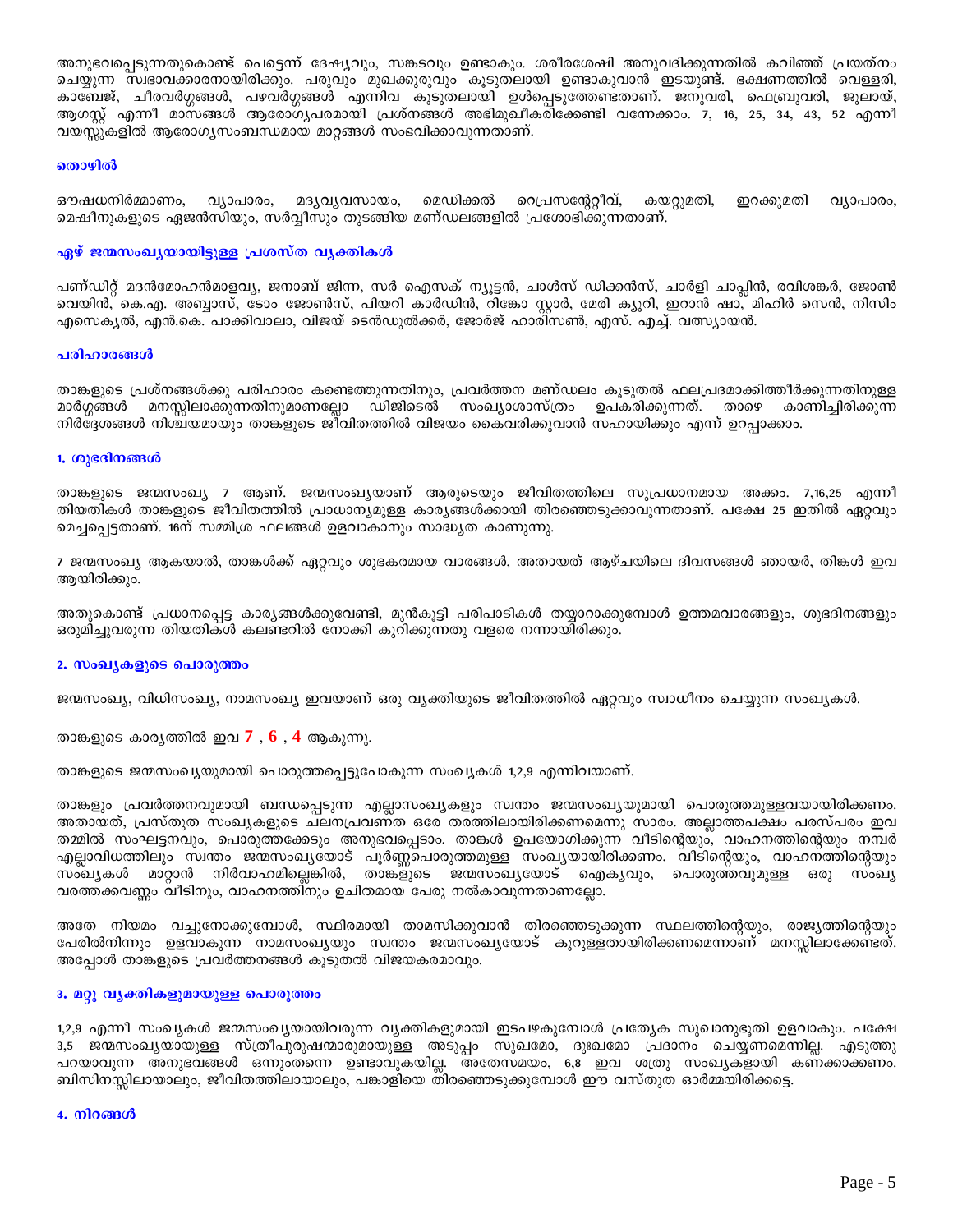അനുഭവപ്പെടുന്നതുകൊണ്ട് പെട്ടെന്ന് ദേഷ്യവും, സങ്കടവും ഉണ്ടാകും. ശരീരശേഷി അനുവദിക്കുന്നതിൽ കവിഞ്ഞ് പ്രയത്നം ചെയ്യുന്ന സ്വഭാവക്കാരനായിരിക്കും. പരുവും മുഖക്കുരുവും കൂടുതലായി ഉണ്ടാകുവാൻ ഇടയുണ്ട്. ഭക്ഷണത്തിൽ വെള്ളരി, കാബേജ്, ചീരവർഗ്ഗങ്ങൾ, പഴവർഗ്ഗങ്ങൾ എന്നിവ കൂടുതലായി ഉൾപ്പെടുത്തേണ്ടതാണ്. ജനുവരി, ഫെബ്രുവരി, ജൂലായ്, ആഗസ്റ്റ് എന്നീ മാസങ്ങൾ ആരോഗ്യപരമായി പ്രശ്നങ്ങൾ അഭിമുഖീകരിക്കേണ്ടി വന്നേക്കാം. 7, 16, 25, 34, 43, 52 എന്നീ വയസ്സുകളിൽ ആരോഗ്യസംബന്ധമായ മാറ്റങ്ങൾ സംഭവിക്കാവുന്നതാണ്.

#### തൊഴിൽ

ഔഷധനിർമ്മാണം, വ്യാപാരം, മദ്യവ്യവസായം, മെഡിക്കൽ റെപ്രസന്റേറ്റീവ്, കയറ്റുമതി, ഇറക്കുമതി വ്യാപാരം, മെഷീനുകളുടെ ഏജൻസിയും, സർവ്വീസും തുടങ്ങിയ മണ്ഡലങ്ങളിൽ പ്രശോഭിക്കുന്നതാണ്.

#### ഏഴ് ജന്മസംഖ്യയായിട്ടുള്ള പ്രശസ്ത വ്യക്തികൾ

പണ്ഡിറ്റ് മദൻമോഹൻമാളവ്യ, ജനാബ് ജിന്ന, സർ ഐസക് ന്യൂട്ടൻ, ചാൾസ് ഡിക്കൻസ്, ചാർളി ചാപ്ലിൻ, രവിശങ്കർ, ജോൺ വെയിൻ, കെ.എ. അബ്ബാസ്, ടോം ജോൺസ്, പിയറി കാർഡിൻ, റിങ്കോ സ്റ്റാർ, മേരി ക്യൂറി, ഇറാൻ ഷാ, മിഹിർ സെൻ, നിസിം എസെക്യൽ, എൻ.കെ. പാക്കിവാലാ, വിജയ് ടെൻഡുൽക്കർ, ജോർജ് ഹാരിസൺ, എസ്. എച്ച്. വത്സ്യായൻ.

#### പരിഹാരങ്ങൾ

താങ്കളുടെ പ്രശ്നങ്ങൾക്കു പരിഹാരം കണ്ടെത്തുന്നതിനും, പ്രവർത്തന മണ്ഡലം കൂടുതൽ ഫലപ്രദമാക്കിത്തീർക്കുന്നതിനുള്ള മാർഗ്ഗങ്ങൾ മനസ്സിലാക്കുന്നതിനുമാണല്ലോ ഡിജിടെൽ സംഖ്യാശാസ്ത്രം ഉപകരിക്കുന്നത്. താഴെ കാണിച്ചിരിക്കുന്ന നിർദ്ദേശങ്ങൾ നിശ്ചയമായും താങ്കളുടെ ജീവിതത്തിൽ വിജയം കൈവരിക്കുവാൻ സഹായിക്കും എന്ന് ഉറപ്പാക്കാം.

#### 1. ശുഭദിനങ്ങൾ

താങ്കളുടെ ജന്മസംഖ്യ 7 ആണ്. ജന്മസംഖ്യയാണ് ആരുടെയും ജീവിതത്തിലെ സുപ്രധാനമായ അക്കം. 7,16,25 എന്നീ തിയതികൾ താങ്കളുടെ ജീവിതത്തിൽ പ്രാധാന്യമുള്ള കാര്യങ്ങൾക്കായി തിരഞ്ഞെടുക്കാവുന്നതാണ്. പക്ഷേ 25 ഇതിൽ ഏറ്റവും മെച്ചപ്പെട്ടതാണ്. 16ന് സമ്മിശ്ര ഫലങ്ങൾ ഉളവാകാനും സാദ്ധ്യത കാണുന്നു.

7 ജന്മസംഖ്യ ആകയാൽ, താങ്കൾക്ക് ഏറ്റവും ശുഭകരമായ വാരങ്ങൾ, അതായത് ആഴ്ചയിലെ ദിവസങ്ങൾ ഞായർ, തിങ്കൾ ഇവ ആയിരിക്കും.

അതുകൊണ്ട് പ്രധാനപ്പെട്ട കാര്യങ്ങൾക്കുവേണ്ടി, മുൻകൂട്ടി പരിപാടികൾ തയ്യാറാക്കുമ്പോൾ ഉത്തമവാരങ്ങളും, ശുഭദിനങ്ങളും ഒരുമിച്ചുവരുന്ന തിയതികൾ കലണ്ടറിൽ നോക്കി കുറിക്കുന്നതു വളരെ നന്നായിരിക്കും.

#### 2. സംഖ്യകളുടെ പൊരുത്തം

ജന്മസംഖ്യ, വിധിസംഖ്യ, നാമസംഖ്യ ഇവയാണ് ഒരു വ്യക്തിയുടെ ജീവിതത്തിൽ ഏറ്റവും സ്വാധീനം ചെയ്യുന്ന സംഖ്യകൾ.

താങ്കളുടെ കാര്യത്തിൽ ഇവ **7** , **6** , **4** ആകുന്നു.

താങ്കളുടെ ജന്മസംഖ്യയുമായി പൊരുത്തപ്പെട്ടുപോകുന്ന സംഖ്യകൾ 1,2,9 എന്നിവയാണ്.

താങ്കളും പ്രവർത്തനവുമായി ബന്ധപ്പെടുന്ന എല്ലാസംഖ്യകളും സ്വന്തം ജന്മസംഖ്യയുമായി പൊരുത്തമുള്ളവയായിരിക്കണം. അതായത്, പ്രസ്തുത സംഖ്യകളുടെ ചലനപ്രവണത ഒരേ തരത്തിലായിരിക്കണമെന്നു സാരം. അല്ലാത്തപക്ഷം പരസ്പരം ഇവ തമ്മിൽ സംഘട്ടനവും, പൊരുത്തക്കേടും അനുഭവപ്പെടാം. താങ്കൾ ഉപയോഗിക്കുന്ന വീടിന്റെയും, വാഹനത്തിന്റെയും നമ്പർ എല്ലാവിധത്തിലും സ്വന്തം ജന്മസംഖ്യയോട് പൂർണ്ണപൊരുത്തമുള്ള സംഖ്യയായിരിക്കണം. വീടിന്റെയും, വാഹനത്തിന്റെയും സംഖ്യകൾ മാറ്റാൻ നിർവാഹമില്ലെങ്കിൽ, താങ്കളുടെ ജന്മസംഖ്യയോട് ഐക്യവും, പൊരുത്തവുമുള്ള ഒരു സംഖ്യ വരത്തക്കവണ്ണം വീടിനും, വാഹനത്തിനും ഉചിതമായ പേരു നൽകാവുന്നതാണല്ലോ.

അതേ നിയമം വച്ചുനോക്കുമ്പോൾ, സ്ഥിരമായി താമസിക്കുവാൻ തിരഞ്ഞെടുക്കുന്ന സ്ഥലത്തിന്റെയും, രാജ്യത്തിന്റെയും പേരിൽനിന്നും ഉളവാകുന്ന നാമസംഖ്യയും സ്വന്തം ജന്മസംഖ്യയോട് കൂറുള്ളതായിരിക്കണമെന്നാണ് മനസ്സിലാക്കേണ്ടത്. അപ്പോൾ താങ്കളുടെ പ്രവർത്തനങ്ങൾ കൂടുതൽ വിജയകരമാവും.

#### 3. മറ്റു വ്യക്തികളുമായുള്ള പൊരുത്തം

1,2,9 എന്നീ സംഖ്യകൾ ജന്മസംഖ്യയായിവരുന്ന വ്യക്തികളുമായി ഇടപഴകുമ്പോൾ പ്രത്യേക സുഖാനുഭൂതി ഉളവാകും. പക്ഷേ 3,5 ജന്മസംഖ്യയായുള്ള സ്ത്രീപുരുഷന്മാരുമായുള്ള അടുപ്പം സുഖമോ, ദുഃഖമോ പ്രദാനം ചെയ്യണമെന്നില്ല. എടുത്തു പറയാവുന്ന അനുഭവങ്ങൾ ഒന്നുംതന്നെ ഉണ്ടാവുകയില്ല. അതേസമയം, 6,8 ഇവ ശത്രു സംഖ്യകളായി കണക്കാക്കണം. ബിസിനസ്സിലായാലും, ജീവിതത്തിലായാലും, പങ്കാളിയെ തിരഞ്ഞെടുക്കുമ്പോൾ ഈ വസ്തുത ഓർമ്മയിരിക്കട്ടെ.

#### 4. നിറങ്ങൾ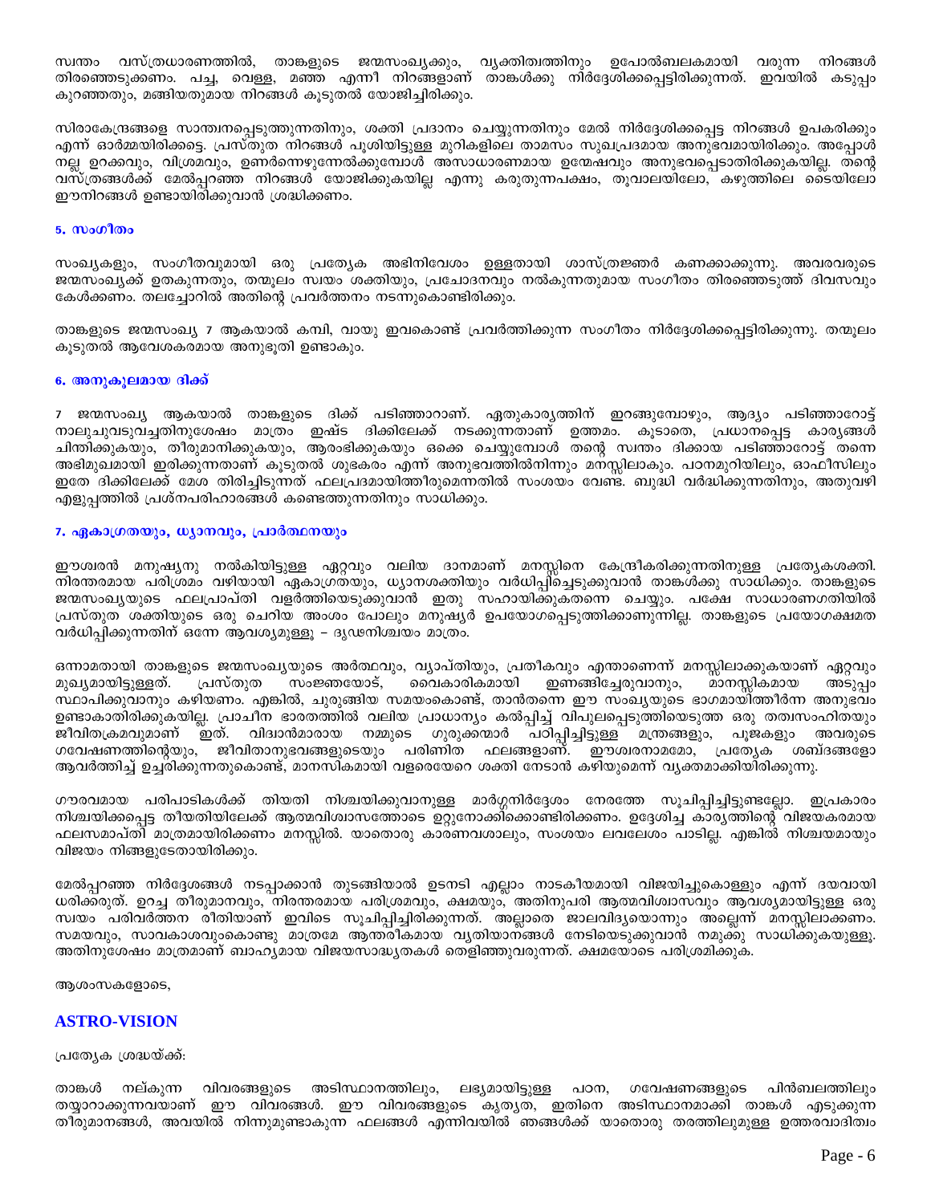സ്വന്തം വസ്ത്രധാരണത്തിൽ, താങ്കളുടെ ജന്മസംഖ്യക്കും, വ്യക്തിത്വത്തിനും ഉപോൽബലകമായി വരുന്ന നിറങ്ങൾ തിരഞ്ഞെടുക്കണം. പച്ച, വെള്ള, മഞ്ഞ എന്നീ നിറങ്ങളാണ് താങ്കൾക്കു നിർദ്ദേശിക്കപ്പെട്ടിരിക്കുന്നത്. ഇവയിൽ കടുപ്പം കുറഞ്ഞതും, മങ്ങിയതുമായ നിറങ്ങൾ കൂടുതൽ യോജിച്ചിരിക്കും.

സിരാകേന്ദ്രങ്ങളെ സാന്ത്വനപ്പെടുത്തുന്നതിനും, ശക്തി പ്രദാനം ചെയ്യുന്നതിനും മേൽ നിർദ്ദേശിക്കപ്പെട്ട നിറങ്ങൾ ഉപകരിക്കും എന്ന് ഓർമ്മയിരിക്കട്ടെ. പ്രസ്തുത നിറങ്ങൾ പൂശിയിട്ടുള്ള മുറികളിലെ താമസം സുഖപ്രദമായ അനുഭവമായിരിക്കും. അപ്പോൾ നല്ല ഉറക്കവും, വിശ്രമവും, ഉണർന്നെഴുന്നേൽക്കുമ്പോൾ അസാധാരണമായ ഉന്മേഷവും അനുഭവപ്പെടാതിരിക്കുകയില്ല. തന്റെ വസ്ത്രങ്ങൾക്ക് മേൽപ്പറഞ്ഞ നിറങ്ങൾ യോജിക്കുകയില്ല എന്നു കരുതുന്നപക്ഷം, തൂവാലയിലോ, കഴുത്തിലെ ടൈയിലോ ഈനിറങ്ങൾ ഉണ്ടായിരിക്കുവാൻ ശ്രദ്ധിക്കണം.

### 5. സംഗീതം

സംഖ്യകളും, സംഗീതവുമായി ഒരു പ്രത്യേക അഭിനിവേശം ഉള്ളതായി ശാസ്ത്രജ്ഞർ കണക്കാക്കുന്നു. അവരവരുടെ ജന്മസംഖ്യക്ക് ഉതകുന്നതും, തന്മൂലം സ്വയം ശക്തിയും, പ്രചോദനവും നൽകുന്നതുമായ സംഗീതം തിരഞ്ഞെടുത്ത് ദിവസവും കേൾക്കണം. തലച്ചോറിൽ അതിന്റെ പ്രവർത്തനം നടന്നുകൊണ്ടിരിക്കും.

താങ്കളുടെ ജന്മസംഖ്യ 7 ആകയാൽ കമ്പി, വായു ഇവകൊണ്ട് പ്രവർത്തിക്കുന്ന സംഗീതം നിർദ്ദേശിക്കപ്പെട്ടിരിക്കുന്നു. തന്മൂലം കൂടുതൽ ആവേശകരമായ അനുഭൂതി ഉണ്ടാകും.

### 6. അനുകൂലമായ ദിക്ക്

7 ജന്മസംഖ്യ ആകയാൽ താങ്കളുടെ ദിക്ക് പടിഞ്ഞാറാണ്. ഏതുകാര്യത്തിന് ഇറങ്ങുമ്പോഴും, ആദ്യം പടിഞ്ഞാറോട്ട് നാലുചുവടുവച്ചതിനുശേഷം മാത്രം ഇഷ്ട ദിക്കിലേക്ക് നടക്കുന്നതാണ് ഉത്തമം. കൂടാതെ, പ്രധാനപ്പെട്ട കാര്യങ്ങൾ ചിന്തിക്കുകയും, തീരുമാനിക്കുകയും, ആരംഭിക്കുകയും ഒക്കെ ചെയ്യുമ്പോൾ തന്റെ സ്വന്തം ദിക്കായ പടിഞ്ഞാറോട്ട് തന്നെ അഭിമുഖമായി ഇരിക്കുന്നതാണ് കൂടുതൽ ശുഭകരം എന്ന് അനുഭവത്തിൽനിന്നും മനസ്സിലാകും. പഠനമുറിയിലും, ഓഫീസിലും ഇതേ ദിക്കിലേക്ക് മേശ തിരിച്ചിടുന്നത് ഫലപ്രദമായിത്തീരുമെന്നതിൽ സംശയം വേണ്ട. ബുദ്ധി വർദ്ധിക്കുന്നതിനും, അതുവഴി എളുപ്പത്തിൽ പ്രശ്നപരിഹാരങ്ങൾ കണ്ടെത്തുന്നതിനും സാധിക്കും.

### 7. ഏകാഗ്രതയും, ധ്യാനവും, പ്രാർത്ഥനയും

ഈശ്വരൻ മനുഷ്യനു നൽകിയിട്ടുള്ള ഏറ്റവും വലിയ ദാനമാണ് മനസ്സിനെ കേന്ദ്രീകരിക്കുന്നതിനുള്ള പ്രത്യേകശക്തി. നിരന്തരമായ പരിശ്രമം വഴിയായി ഏകാഗ്രതയും, ധ്യാനശക്തിയും വർധിപ്പിച്ചെടുക്കുവാൻ താങ്കൾക്കു സാധിക്കും. താങ്കളുടെ ജന്മസംഖ്യയുടെ ഫലപ്രാപ്തി വളർത്തിയെടുക്കുവാൻ ഇതു സഹായിക്കുകതന്നെ ചെയ്യും. പക്ഷേ സാധാരണഗതിയിൽ പ്രസ്തുത ശക്തിയുടെ ഒരു ചെറിയ അംശം പോലും മനുഷ്യർ ഉപയോഗപ്പെടുത്തിക്കാണുന്നില്ല. താങ്കളുടെ പ്രയോഗക്ഷമത വർധിപ്പിക്കുന്നതിന് ഒന്നേ ആവശ്യമുള്ളൂ – ദൃഢനിശ്ചയം മാത്രം.

ഒന്നാമതായി താങ്കളുടെ ജന്മസംഖ്യയുടെ അർത്ഥവും, വ്യാപ്തിയും, പ്രതീകവും എന്താണെന്ന് മനസ്സിലാക്കുകയാണ് ഏറ്റവും മുഖ്യമായിട്ടുള്ളത്. പ്രസ്തുത സംജ്ഞയോട്, വൈകാരികമായി ഇണങ്ങിച്ചേരുവാനും, മാനസ്സികമായ അടുപ്പം സ്ഥാപിക്കുവാനും കഴിയണം. എങ്കിൽ, ചുരുങ്ങിയ സമയംകൊണ്ട്, താൻതന്നെ ഈ സംഖ്യയുടെ ഭാഗമായിത്തീർന്ന അനുഭവം ഉണ്ടാകാതിരിക്കുകയില്ല. പ്രാചീന ഭാരതത്തിൽ വലിയ പ്രാധാന്യം കൽപ്പിച്ച് വിപുലപ്പെടുത്തിയെടുത്ത ഒരു തത്വസംഹിതയും ജീവിതക്രമവുമാണ് ഇത്. വിദ്വാൻമാരായ നമ്മുടെ ഗുരുക്കന്മാർ പഠിപ്പിച്ചിട്ടുള്ള മന്ത്രങ്ങളും, പൂജകളും അവരുടെ ഗവേഷണത്തിന്റെയും, ജീവിതാനുഭവങ്ങളുടെയും പരിണിത ഫലങ്ങളാണ്. ഈശ്വരനാമമോ, പ്രത്യേക ശബ്ദങ്ങളോ ആവർത്തിച്ച് ഉച്ചരിക്കുന്നതുകൊണ്ട്, മാനസികമായി വളരെയേറെ ശക്തി നേടാൻ കഴിയുമെന്ന് വ്യക്തമാക്കിയിരിക്കുന്നു.

ഗൗരവമായ പരിപാടികൾക്ക് തിയതി നിശ്ചയിക്കുവാനുള്ള മാർഗ്ഗനിർദ്ദേശം നേരത്തേ സൂചിപ്പിച്ചിട്ടുണ്ടല്ലോ. ഇപ്രകാരം നിശ്ചയിക്കപ്പെട്ട തീയതിയിലേക്ക് ആത്മവിശ്വാസത്തോടെ ഉറ്റുനോക്കിക്കൊണ്ടിരിക്കണം. ഉദ്ദേശിച്ച കാര്യത്തിന്റെ വിജയകരമായ ഫലസമാപ്തി മാത്രമായിരിക്കണം മനസ്സിൽ. യാതൊരു കാരണവശാലും, സംശയം ലവലേശം പാടില്ല. എങ്കിൽ നിശ്ചയമായും വിജയം നിങ്ങളുടേതായിരിക്കും.

മേൽപ്പറഞ്ഞ നിർദ്ദേശങ്ങൾ നടപ്പാക്കാൻ തുടങ്ങിയാൽ ഉടനടി എല്ലാം നാടകീയമായി വിജയിച്ചുകൊള്ളും എന്ന് ദയവായി ധരിക്കരുത്. ഉറച്ച തീരുമാനവും, നിരന്തരമായ പരിശ്രമവും, ക്ഷമയും, അതിനുപരി ആത്മവിശ്വാസവും ആവശ്യമായിട്ടുള്ള ഒരു സ്വയം പരിവർത്തന രീതിയാണ് ഇവിടെ സൂചിപ്പിച്ചിരിക്കുന്നത്. അല്ലാതെ ജാലവിദ്യയൊന്നും അല്ലെന്ന് മനസ്സിലാക്കണം. സമയവും, സാവകാശവുംകൊണ്ടു മാത്രമേ ആന്തരികമായ വ്യതിയാനങ്ങൾ നേടിയെടുക്കുവാൻ നമുക്കു സാധിക്കുകയുള്ളൂ. അതിനുശേഷം മാത്രമാണ് ബാഹ്യമായ വിജയസാദ്ധ്യതകൾ തെളിഞ്ഞുവരുന്നത്. ക്ഷമയോടെ പരിശ്രമിക്കുക.

ആശംസകളോടെ,

## ASTRO-VISION

പ്രത്യേക ശ്രദ്ധയ്ക്ക്:

താങ്കൾ നല്കുന്ന വിവരങ്ങളുടെ അടിസ്ഥാനത്തിലും, ലഭ്യമായിട്ടുള്ള പഠന, ഗവേഷണങ്ങളുടെ പിൻബലത്തിലും തയ്യാറാക്കുന്നവയാണ് ഈ വിവരങ്ങൾ. ഈ വിവരങ്ങളുടെ കൃത്യത, ഇതിനെ അടിസ്ഥാനമാക്കി താങ്കൾ എടുക്കുന്ന തീരുമാനങ്ങൾ, അവയിൽ നിന്നുമുണ്ടാകുന്ന ഫലങ്ങൾ എന്നിവയിൽ ഞങ്ങൾക്ക് യാതൊരു തരത്തിലുമുള്ള ഉത്തരവാദിത്വം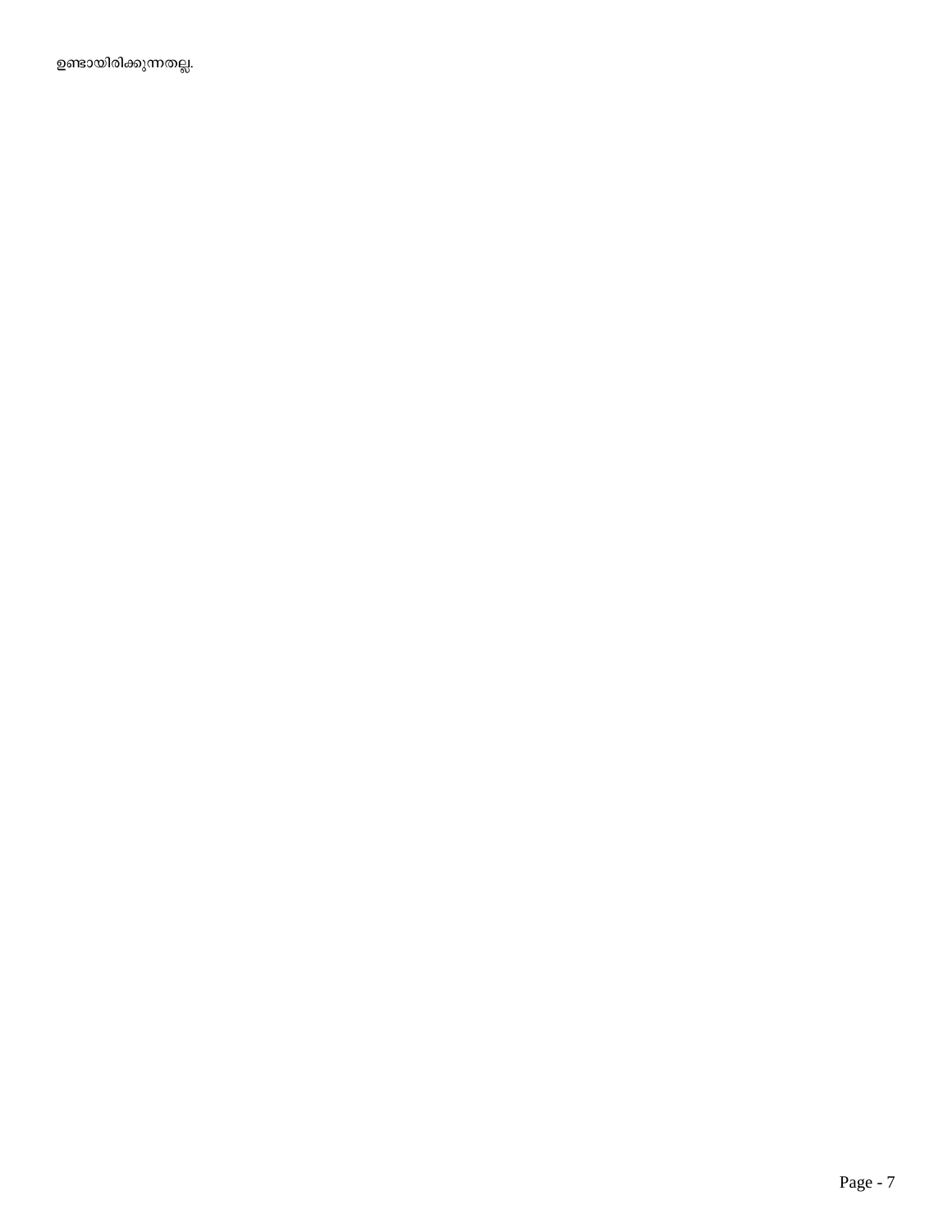ഉണ്ടായിരിക്കുന്നതല്ല.